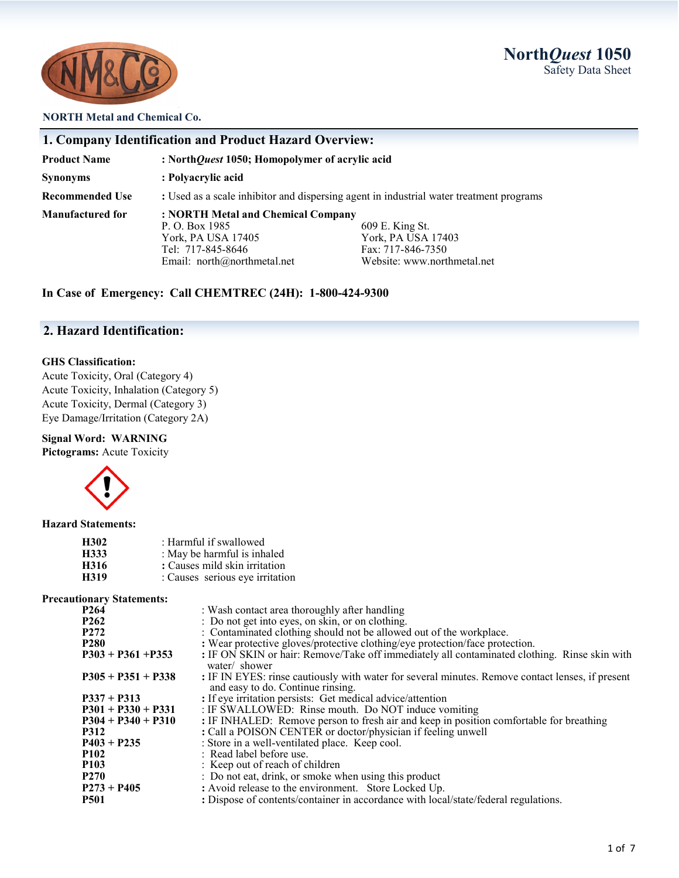**NORTH Metal and Chemical Co.**

# North*Quest* 1050
Safety Data Sheet

## 1. Company Identification and Product Hazard Overview:

**Product Name** : **North*Quest* 1050; Homopolymer of acrylic acid**

**Synonyms** : **Polyacrylic acid**

**Recommended Use** : Used as a scale inhibitor and dispersing agent in industrial water treatment programs

**Manufactured for** : **NORTH Metal and Chemical Company**

P. O. Box 1985
York, PA USA 17405
Tel: 717-845-8646
Email: north@northmetal.net

609 E. King St.
York, PA USA 17403
Fax: 717-846-7350
Website: www.northmetal.net

**In Case of Emergency: Call CHEMTREC (24H): 1-800-424-9300**

## 2. Hazard Identification:

**GHS Classification:**

Acute Toxicity, Oral (Category 4)
Acute Toxicity, Inhalation (Category 5)
Acute Toxicity, Dermal (Category 3)
Eye Damage/Irritation (Category 2A)

**Signal Word: WARNING**
**Pictograms:** Acute Toxicity

**Hazard Statements:**

| | |
|---|---|
| **H302** | : Harmful if swallowed |
| **H333** | : May be harmful is inhaled |
| **H316** | **:** Causes mild skin irritation |
| **H319** | : Causes serious eye irritation |

**Precautionary Statements:**

| | |
|---|---|
| **P264** | : Wash contact area thoroughly after handling |
| **P262** | : Do not get into eyes, on skin, or on clothing. |
| **P272** | : Contaminated clothing should not be allowed out of the workplace. |
| **P280** | **:** Wear protective gloves/protective clothing/eye protection/face protection. |
| **P303 + P361 +P353** | **:** IF ON SKIN or hair: Remove/Take off immediately all contaminated clothing. Rinse skin with water/ shower |
| **P305 + P351 + P338** | **:** IF IN EYES: rinse cautiously with water for several minutes. Remove contact lenses, if present and easy to do. Continue rinsing. |
| **P337 + P313** | **:** If eye irritation persists: Get medical advice/attention |
| **P301 + P330 + P331** | : IF SWALLOWED: Rinse mouth. Do NOT induce vomiting |
| **P304 + P340 + P310** | **:** IF INHALED: Remove person to fresh air and keep in position comfortable for breathing |
| **P312** | **:** Call a POISON CENTER or doctor/physician if feeling unwell |
| **P403 + P235** | : Store in a well-ventilated place. Keep cool. |
| **P102** | : Read label before use. |
| **P103** | : Keep out of reach of children |
| **P270** | : Do not eat, drink, or smoke when using this product |
| **P273 + P405** | **:** Avoid release to the environment. Store Locked Up. |
| **P501** | **:** Dispose of contents/container in accordance with local/state/federal regulations. |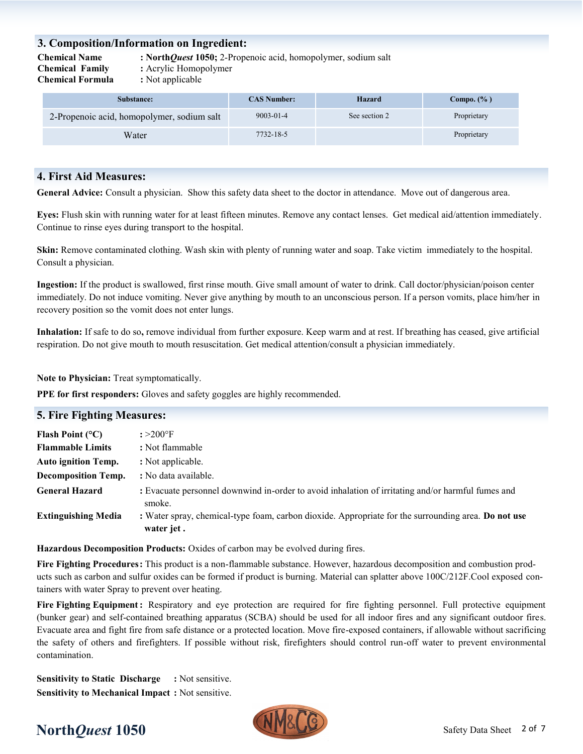## 3. Composition/Information on Ingredient:

**Chemical Name** : **North*Quest* 1050;** 2-Propenoic acid, homopolymer, sodium salt
**Chemical Family** : Acrylic Homopolymer
**Chemical Formula** : Not applicable

| Substance: | CAS Number: | Hazard | Compo. (% ) |
|---|---|---|---|
| 2-Propenoic acid, homopolymer, sodium salt | 9003-01-4 | See section 2 | Proprietary |
| Water | 7732-18-5 | | Proprietary |

## 4. First Aid Measures:

**General Advice:** Consult a physician. Show this safety data sheet to the doctor in attendance. Move out of dangerous area.

**Eyes:** Flush skin with running water for at least fifteen minutes. Remove any contact lenses. Get medical aid/attention immediately. Continue to rinse eyes during transport to the hospital.

**Skin:** Remove contaminated clothing. Wash skin with plenty of running water and soap. Take victim immediately to the hospital. Consult a physician.

**Ingestion:** If the product is swallowed, first rinse mouth. Give small amount of water to drink. Call doctor/physician/poison center immediately. Do not induce vomiting. Never give anything by mouth to an unconscious person. If a person vomits, place him/her in recovery position so the vomit does not enter lungs.

**Inhalation:** If safe to do so**,** remove individual from further exposure. Keep warm and at rest. If breathing has ceased, give artificial respiration. Do not give mouth to mouth resuscitation. Get medical attention/consult a physician immediately.

**Note to Physician:** Treat symptomatically.

**PPE for first responders:** Gloves and safety goggles are highly recommended.

## 5. Fire Fighting Measures:

**Flash Point (°C)** : >200°F
**Flammable Limits** : Not flammable
**Auto ignition Temp.** : Not applicable.
**Decomposition Temp.** : No data available.
**General Hazard** : Evacuate personnel downwind in-order to avoid inhalation of irritating and/or harmful fumes and smoke.
**Extinguishing Media** : Water spray, chemical-type foam, carbon dioxide. Appropriate for the surrounding area. **Do not use water jet .**

**Hazardous Decomposition Products:** Oxides of carbon may be evolved during fires.

**Fire Fighting Procedures:** This product is a non-flammable substance. However, hazardous decomposition and combustion products such as carbon and sulfur oxides can be formed if product is burning. Material can splatter above 100C/212F.Cool exposed containers with water Spray to prevent over heating.

**Fire Fighting Equipment:** Respiratory and eye protection are required for fire fighting personnel. Full protective equipment (bunker gear) and self-contained breathing apparatus (SCBA) should be used for all indoor fires and any significant outdoor fires. Evacuate area and fight fire from safe distance or a protected location. Move fire-exposed containers, if allowable without sacrificing the safety of others and firefighters. If possible without risk, firefighters should control run-off water to prevent environmental contamination.

**Sensitivity to Static Discharge** : Not sensitive.
**Sensitivity to Mechanical Impact** : Not sensitive.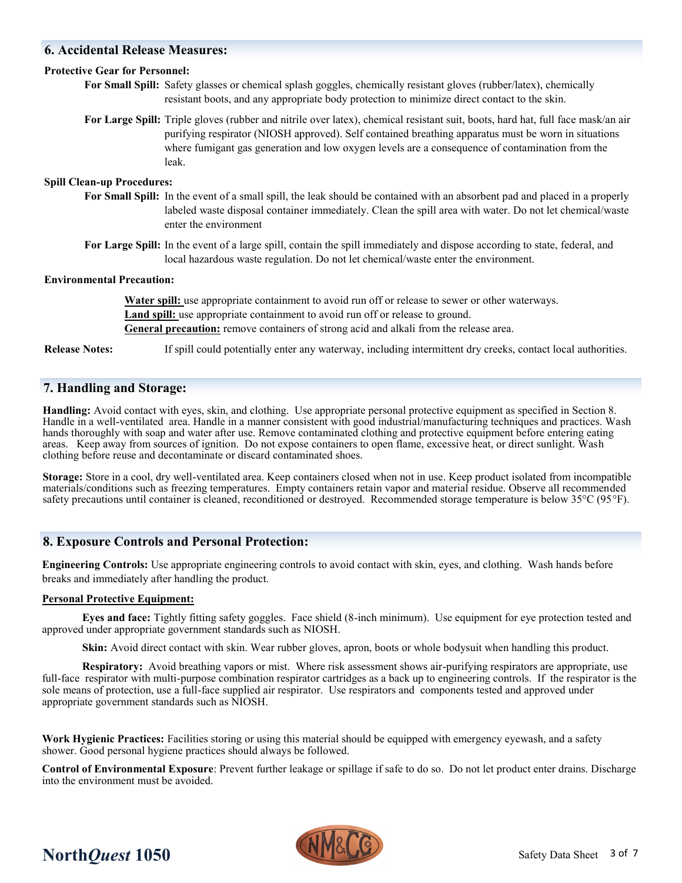## 6. Accidental Release Measures:

**Protective Gear for Personnel:**

**For Small Spill:** Safety glasses or chemical splash goggles, chemically resistant gloves (rubber/latex), chemically resistant boots, and any appropriate body protection to minimize direct contact to the skin.

**For Large Spill:** Triple gloves (rubber and nitrile over latex), chemical resistant suit, boots, hard hat, full face mask/an air purifying respirator (NIOSH approved). Self contained breathing apparatus must be worn in situations where fumigant gas generation and low oxygen levels are a consequence of contamination from the leak.

**Spill Clean-up Procedures:**

**For Small Spill:** In the event of a small spill, the leak should be contained with an absorbent pad and placed in a properly labeled waste disposal container immediately. Clean the spill area with water. Do not let chemical/waste enter the environment

**For Large Spill:** In the event of a large spill, contain the spill immediately and dispose according to state, federal, and local hazardous waste regulation. Do not let chemical/waste enter the environment.

**Environmental Precaution:**

**Water spill:** use appropriate containment to avoid run off or release to sewer or other waterways.
**Land spill:** use appropriate containment to avoid run off or release to ground.
**General precaution:** remove containers of strong acid and alkali from the release area.

**Release Notes:** If spill could potentially enter any waterway, including intermittent dry creeks, contact local authorities.

## 7. Handling and Storage:

**Handling:** Avoid contact with eyes, skin, and clothing. Use appropriate personal protective equipment as specified in Section 8. Handle in a well-ventilated area. Handle in a manner consistent with good industrial/manufacturing techniques and practices. Wash hands thoroughly with soap and water after use. Remove contaminated clothing and protective equipment before entering eating areas. Keep away from sources of ignition. Do not expose containers to open flame, excessive heat, or direct sunlight. Wash clothing before reuse and decontaminate or discard contaminated shoes.

**Storage:** Store in a cool, dry well-ventilated area. Keep containers closed when not in use. Keep product isolated from incompatible materials/conditions such as freezing temperatures. Empty containers retain vapor and material residue. Observe all recommended safety precautions until container is cleaned, reconditioned or destroyed. Recommended storage temperature is below 35°C (95°F).

## 8. Exposure Controls and Personal Protection:

**Engineering Controls:** Use appropriate engineering controls to avoid contact with skin, eyes, and clothing. Wash hands before breaks and immediately after handling the product.

**Personal Protective Equipment:**

**Eyes and face:** Tightly fitting safety goggles. Face shield (8-inch minimum). Use equipment for eye protection tested and approved under appropriate government standards such as NIOSH.

**Skin:** Avoid direct contact with skin. Wear rubber gloves, apron, boots or whole bodysuit when handling this product.

**Respiratory:** Avoid breathing vapors or mist. Where risk assessment shows air-purifying respirators are appropriate, use full-face respirator with multi-purpose combination respirator cartridges as a back up to engineering controls. If the respirator is the sole means of protection, use a full-face supplied air respirator. Use respirators and components tested and approved under appropriate government standards such as NIOSH.

**Work Hygienic Practices:** Facilities storing or using this material should be equipped with emergency eyewash, and a safety shower. Good personal hygiene practices should always be followed.

**Control of Environmental Exposure**: Prevent further leakage or spillage if safe to do so. Do not let product enter drains. Discharge into the environment must be avoided.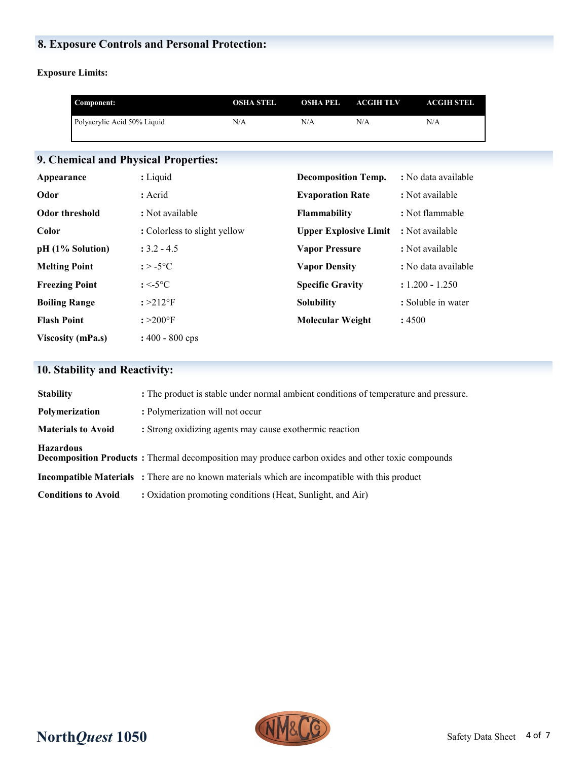## 8. Exposure Controls and Personal Protection:

**Exposure Limits:**

| Component: | OSHA STEL | OSHA PEL | ACGIH TLV | ACGIH STEL |
|---|---|---|---|---|
| Polyacrylic Acid 50% Liquid | N/A | N/A | N/A | N/A |

## 9. Chemical and Physical Properties:

| | | | |
|---|---|---|---|
| **Appearance** | : Liquid | **Decomposition Temp.** | : No data available |
| **Odor** | : Acrid | **Evaporation Rate** | : Not available |
| **Odor threshold** | : Not available | **Flammability** | : Not flammable |
| **Color** | : Colorless to slight yellow | **Upper Explosive Limit** | : Not available |
| **pH (1% Solution)** | : 3.2 - 4.5 | **Vapor Pressure** | : Not available |
| **Melting Point** | : > -5°C | **Vapor Density** | : No data available |
| **Freezing Point** | : <-5°C | **Specific Gravity** | : 1.200 - 1.250 |
| **Boiling Range** | : >212°F | **Solubility** | : Soluble in water |
| **Flash Point** | : >200°F | **Molecular Weight** | : 4500 |
| **Viscosity (mPa.s)** | : 400 - 800 cps | | |

## 10. Stability and Reactivity:

**Stability** : The product is stable under normal ambient conditions of temperature and pressure.

**Polymerization** : Polymerization will not occur

**Materials to Avoid** : Strong oxidizing agents may cause exothermic reaction

**Hazardous Decomposition Products** : Thermal decomposition may produce carbon oxides and other toxic compounds

**Incompatible Materials** : There are no known materials which are incompatible with this product

**Conditions to Avoid** : Oxidation promoting conditions (Heat, Sunlight, and Air)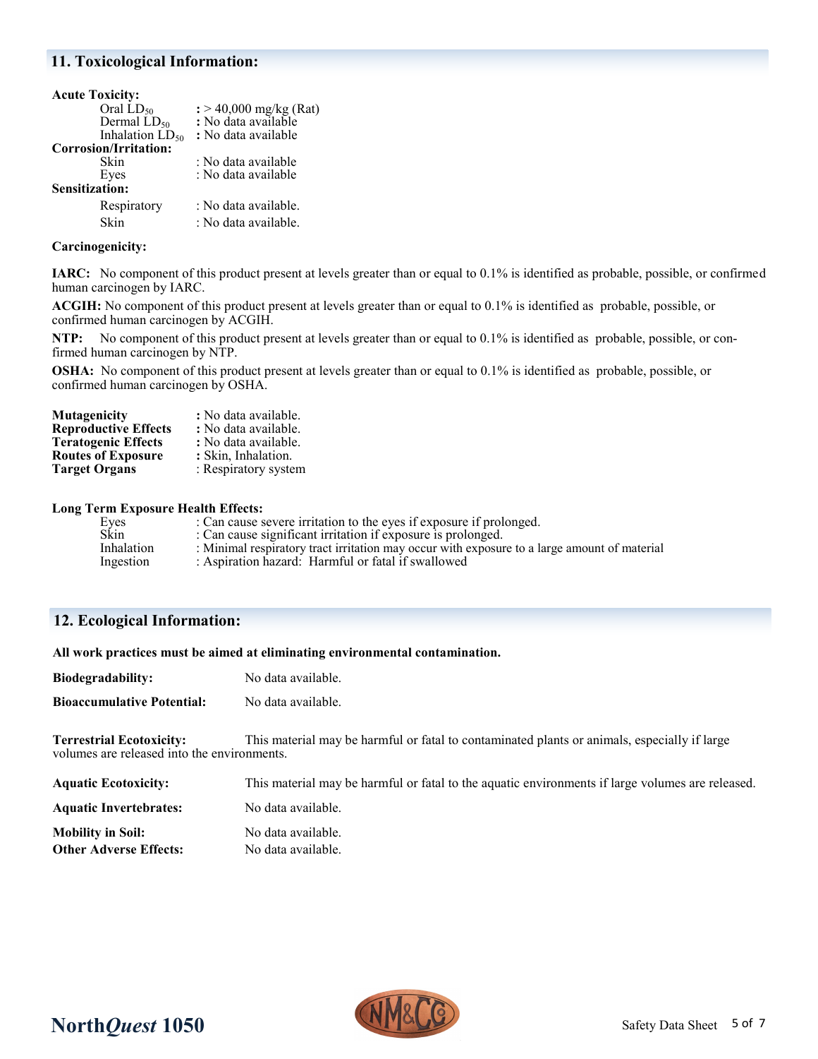## 11. Toxicological Information:

**Acute Toxicity:**

| | |
|---|---|
| Oral $LD_{50}$ | **:** > 40,000 mg/kg (Rat) |
| Dermal $LD_{50}$ | **:** No data available |
| Inhalation $LD_{50}$ | **:** No data available |

**Corrosion/Irritation:**

| | |
|---|---|
| Skin | : No data available |
| Eyes | : No data available |

**Sensitization:**

| | |
|---|---|
| Respiratory | : No data available. |
| Skin | : No data available. |

**Carcinogenicity:**

**IARC:** No component of this product present at levels greater than or equal to 0.1% is identified as probable, possible, or confirmed human carcinogen by IARC.

**ACGIH:** No component of this product present at levels greater than or equal to 0.1% is identified as probable, possible, or confirmed human carcinogen by ACGIH.

**NTP:** No component of this product present at levels greater than or equal to 0.1% is identified as probable, possible, or confirmed human carcinogen by NTP.

**OSHA:** No component of this product present at levels greater than or equal to 0.1% is identified as probable, possible, or confirmed human carcinogen by OSHA.

| | |
|---|---|
| **Mutagenicity** | **:** No data available. |
| **Reproductive Effects** | **:** No data available. |
| **Teratogenic Effects** | **:** No data available. |
| **Routes of Exposure** | **:** Skin, Inhalation. |
| **Target Organs** | : Respiratory system |

**Long Term Exposure Health Effects:**

| | |
|---|---|
| Eyes | : Can cause severe irritation to the eyes if exposure if prolonged. |
| Skin | : Can cause significant irritation if exposure is prolonged. |
| Inhalation | : Minimal respiratory tract irritation may occur with exposure to a large amount of material |
| Ingestion | : Aspiration hazard: Harmful or fatal if swallowed |

## 12. Ecological Information:

**All work practices must be aimed at eliminating environmental contamination.**

**Biodegradability:** No data available.

**Bioaccumulative Potential:** No data available.

**Terrestrial Ecotoxicity:** This material may be harmful or fatal to contaminated plants or animals, especially if large volumes are released into the environments.

**Aquatic Ecotoxicity:** This material may be harmful or fatal to the aquatic environments if large volumes are released.

**Aquatic Invertebrates:** No data available.

**Mobility in Soil:** No data available.

**Other Adverse Effects:** No data available.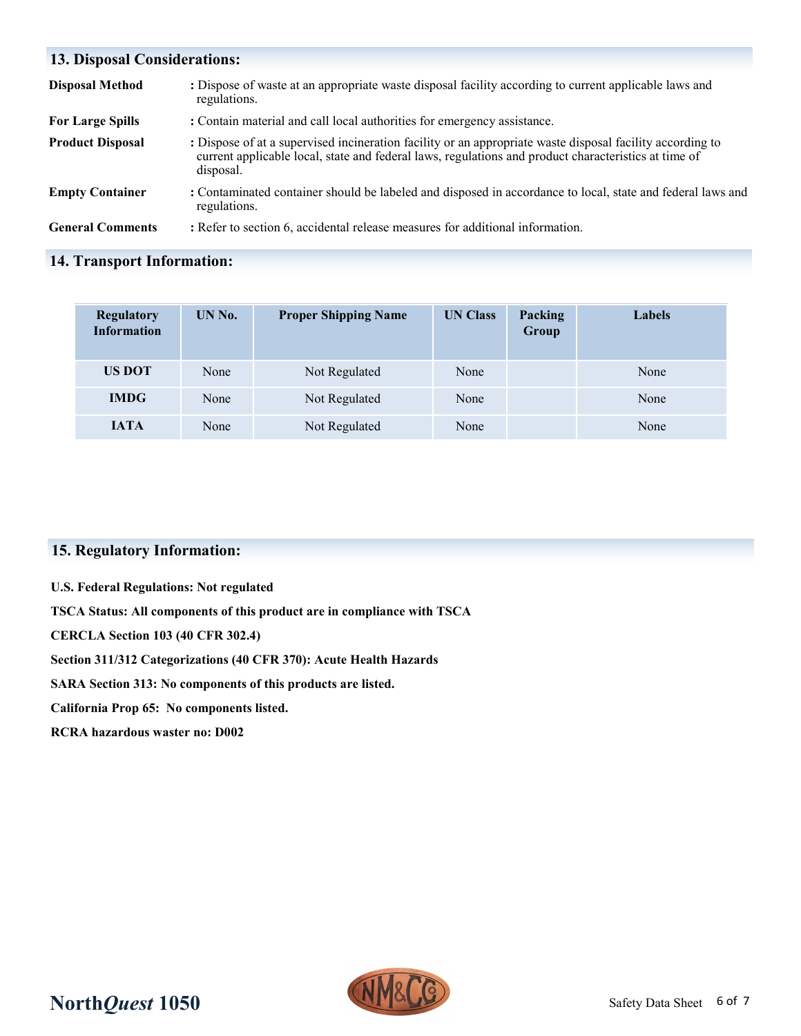## 13. Disposal Considerations:

**Disposal Method** : Dispose of waste at an appropriate waste disposal facility according to current applicable laws and regulations.

**For Large Spills** : Contain material and call local authorities for emergency assistance.

**Product Disposal** : Dispose of at a supervised incineration facility or an appropriate waste disposal facility according to current applicable local, state and federal laws, regulations and product characteristics at time of disposal.

**Empty Container** : Contaminated container should be labeled and disposed in accordance to local, state and federal laws and regulations.

**General Comments** : Refer to section 6, accidental release measures for additional information.

## 14. Transport Information:

| Regulatory Information | UN No. | Proper Shipping Name | UN Class | Packing Group | Labels |
|---|---|---|---|---|---|
| **US DOT** | None | Not Regulated | None | | None |
| **IMDG** | None | Not Regulated | None | | None |
| **IATA** | None | Not Regulated | None | | None |

## 15. Regulatory Information:

**U.S. Federal Regulations: Not regulated**

**TSCA Status: All components of this product are in compliance with TSCA**

**CERCLA Section 103 (40 CFR 302.4)**

**Section 311/312 Categorizations (40 CFR 370): Acute Health Hazards**

**SARA Section 313: No components of this products are listed.**

**California Prop 65: No components listed.**

**RCRA hazardous waster no: D002**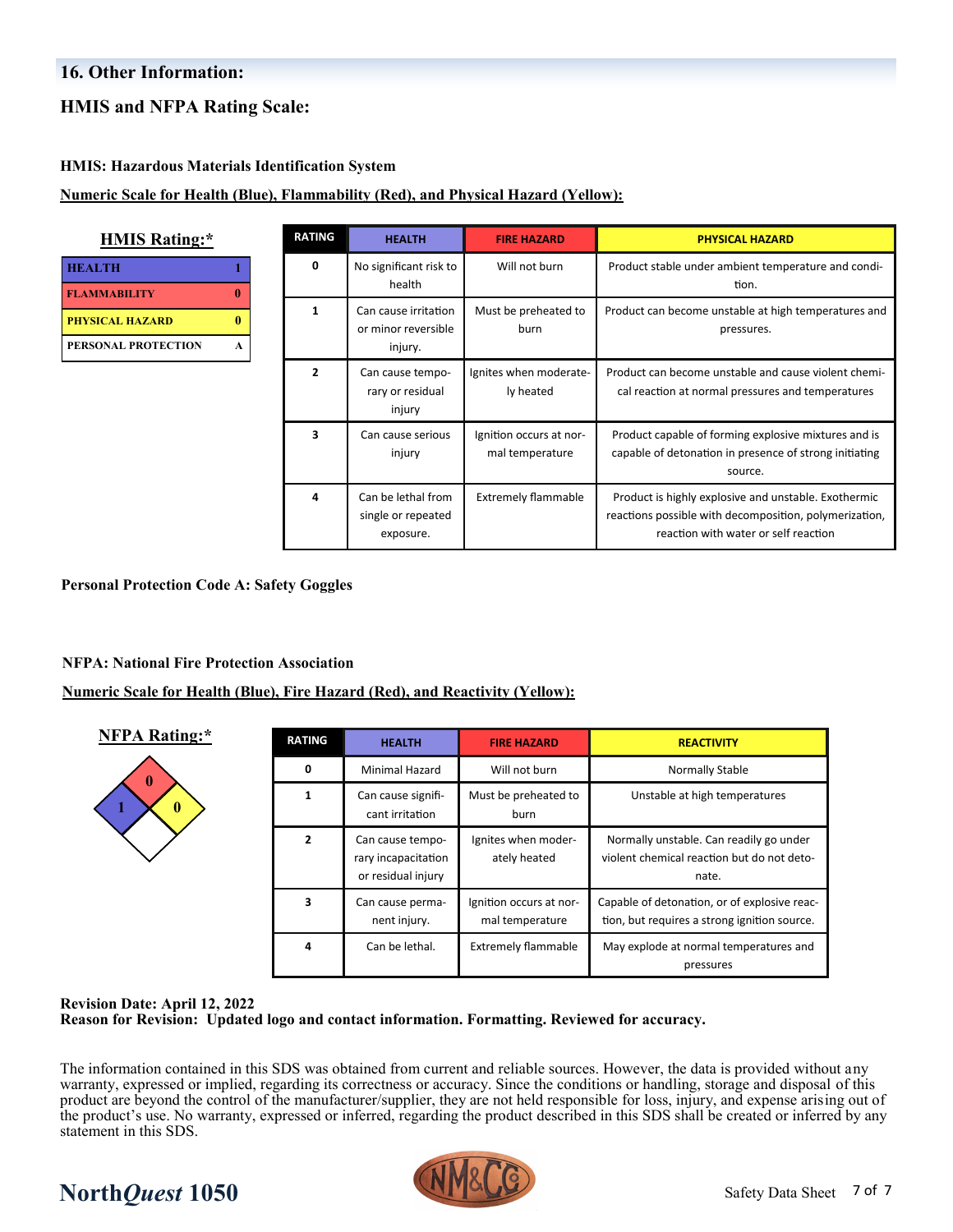## 16. Other Information:

### HMIS and NFPA Rating Scale:

**HMIS: Hazardous Materials Identification System**

**Numeric Scale for Health (Blue), Flammability (Red), and Physical Hazard (Yellow):**

**HMIS Rating:***

| | |
|---|---|
| HEALTH | 1 |
| FLAMMABILITY | 0 |
| PHYSICAL HAZARD | 0 |
| PERSONAL PROTECTION | A |

| RATING | HEALTH | FIRE HAZARD | PHYSICAL HAZARD |
|---|---|---|---|
| 0 | No significant risk to health | Will not burn | Product stable under ambient temperature and condition. |
| 1 | Can cause irritation or minor reversible injury. | Must be preheated to burn | Product can become unstable at high temperatures and pressures. |
| 2 | Can cause temporary or residual injury | Ignites when moderately heated | Product can become unstable and cause violent chemical reaction at normal pressures and temperatures |
| 3 | Can cause serious injury | Ignition occurs at normal temperature | Product capable of forming explosive mixtures and is capable of detonation in presence of strong initiating source. |
| 4 | Can be lethal from single or repeated exposure. | Extremely flammable | Product is highly explosive and unstable. Exothermic reactions possible with decomposition, polymerization, reaction with water or self reaction |

**Personal Protection Code A: Safety Goggles**

**NFPA: National Fire Protection Association**

**Numeric Scale for Health (Blue), Fire Hazard (Red), and Reactivity (Yellow):**

**NFPA Rating:***

0
1 0

| RATING | HEALTH | FIRE HAZARD | REACTIVITY |
|---|---|---|---|
| 0 | Minimal Hazard | Will not burn | Normally Stable |
| 1 | Can cause significant irritation | Must be preheated to burn | Unstable at high temperatures |
| 2 | Can cause temporary incapacitation or residual injury | Ignites when moderately heated | Normally unstable. Can readily go under violent chemical reaction but do not detonate. |
| 3 | Can cause permanent injury. | Ignition occurs at normal temperature | Capable of detonation, or of explosive reaction, but requires a strong ignition source. |
| 4 | Can be lethal. | Extremely flammable | May explode at normal temperatures and pressures |

**Revision Date: April 12, 2022**
**Reason for Revision: Updated logo and contact information. Formatting. Reviewed for accuracy.**

The information contained in this SDS was obtained from current and reliable sources. However, the data is provided without any warranty, expressed or implied, regarding its correctness or accuracy. Since the conditions or handling, storage and disposal of this product are beyond the control of the manufacturer/supplier, they are not held responsible for loss, injury, and expense arising out of the product's use. No warranty, expressed or inferred, regarding the product described in this SDS shall be created or inferred by any statement in this SDS.